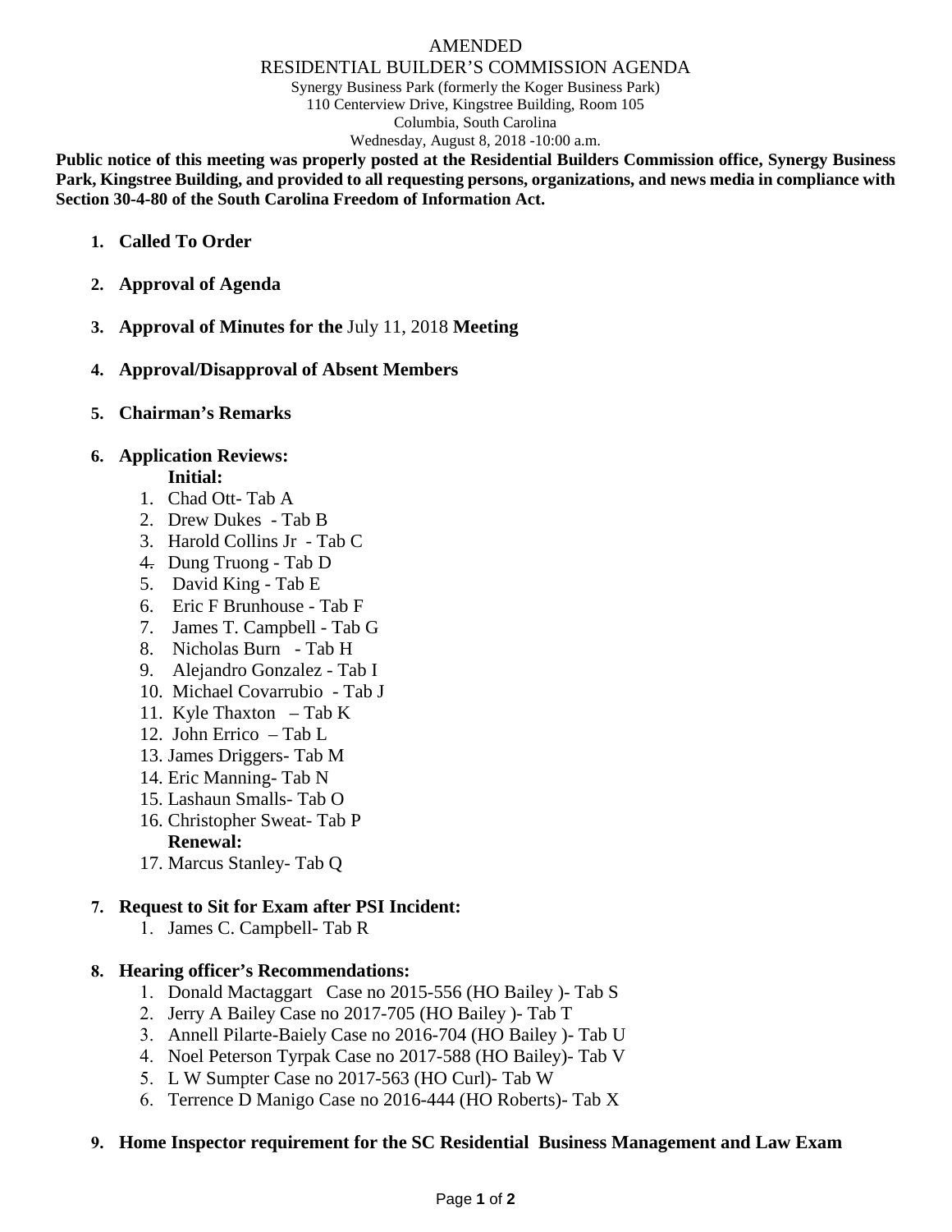AMENDED

RESIDENTIAL BUILDER'S COMMISSION AGENDA

Synergy Business Park (formerly the Koger Business Park)
110 Centerview Drive, Kingstree Building, Room 105
Columbia, South Carolina
Wednesday, August 8, 2018 -10:00 a.m.

**Public notice of this meeting was properly posted at the Residential Builders Commission office, Synergy Business Park, Kingstree Building, and provided to all requesting persons, organizations, and news media in compliance with Section 30-4-80 of the South Carolina Freedom of Information Act.**

1. **Called To Order**

2. **Approval of Agenda**

3. **Approval of Minutes for the** July 11, 2018 **Meeting**

4. **Approval/Disapproval of Absent Members**

5. **Chairman's Remarks**

6. **Application Reviews:**

   **Initial:**

   1. Chad Ott- Tab A
   2. Drew Dukes - Tab B
   3. Harold Collins Jr - Tab C
   4. Dung Truong - Tab D
   5. David King - Tab E
   6. Eric F Brunhouse - Tab F
   7. James T. Campbell - Tab G
   8. Nicholas Burn - Tab H
   9. Alejandro Gonzalez - Tab I
   10. Michael Covarrubio - Tab J
   11. Kyle Thaxton – Tab K
   12. John Errico – Tab L
   13. James Driggers- Tab M
   14. Eric Manning- Tab N
   15. Lashaun Smalls- Tab O
   16. Christopher Sweat- Tab P

   **Renewal:**

   17. Marcus Stanley- Tab Q

7. **Request to Sit for Exam after PSI Incident:**
   1. James C. Campbell- Tab R

8. **Hearing officer's Recommendations:**
   1. Donald Mactaggart Case no 2015-556 (HO Bailey )- Tab S
   2. Jerry A Bailey Case no 2017-705 (HO Bailey )- Tab T
   3. Annell Pilarte-Baiely Case no 2016-704 (HO Bailey )- Tab U
   4. Noel Peterson Tyrpak Case no 2017-588 (HO Bailey)- Tab V
   5. L W Sumpter Case no 2017-563 (HO Curl)- Tab W
   6. Terrence D Manigo Case no 2016-444 (HO Roberts)- Tab X

9. **Home Inspector requirement for the SC Residential Business Management and Law Exam**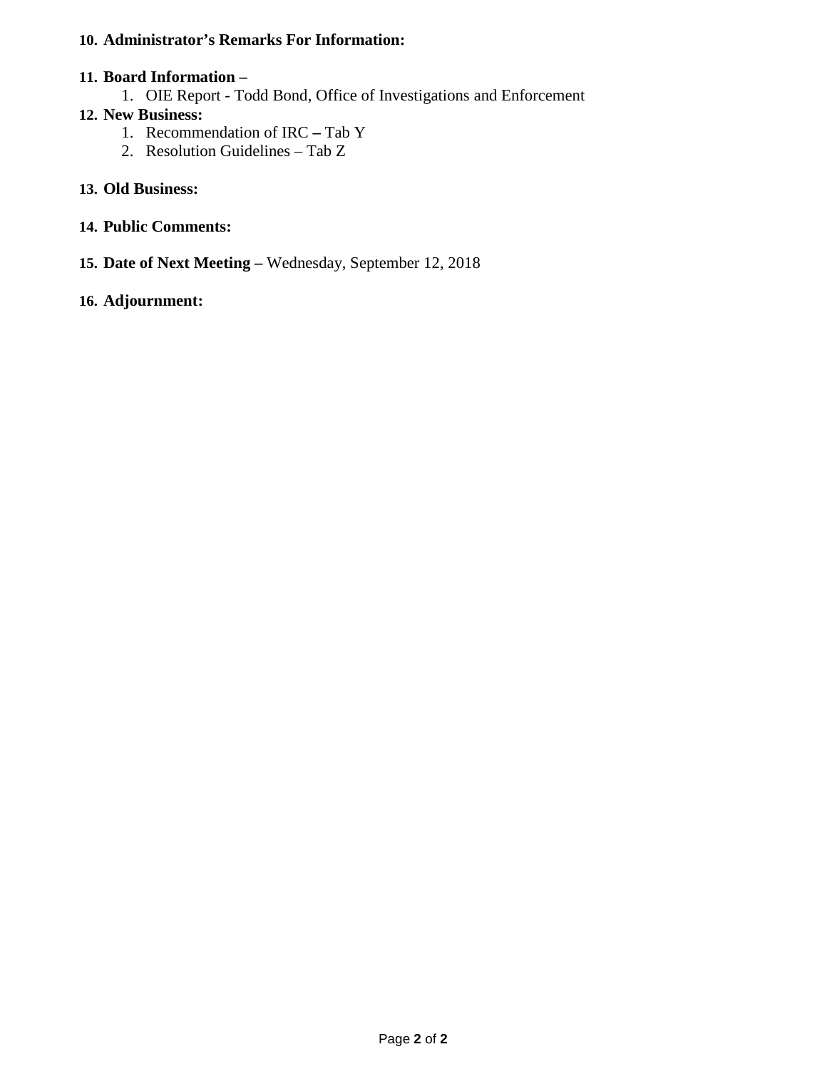**10. Administrator's Remarks For Information:**

**11. Board Information –**

1. OIE Report - Todd Bond, Office of Investigations and Enforcement

**12. New Business:**

1. Recommendation of IRC **–** Tab Y
2. Resolution Guidelines – Tab Z

**13. Old Business:**

**14. Public Comments:**

**15. Date of Next Meeting –** Wednesday, September 12, 2018

**16. Adjournment:**